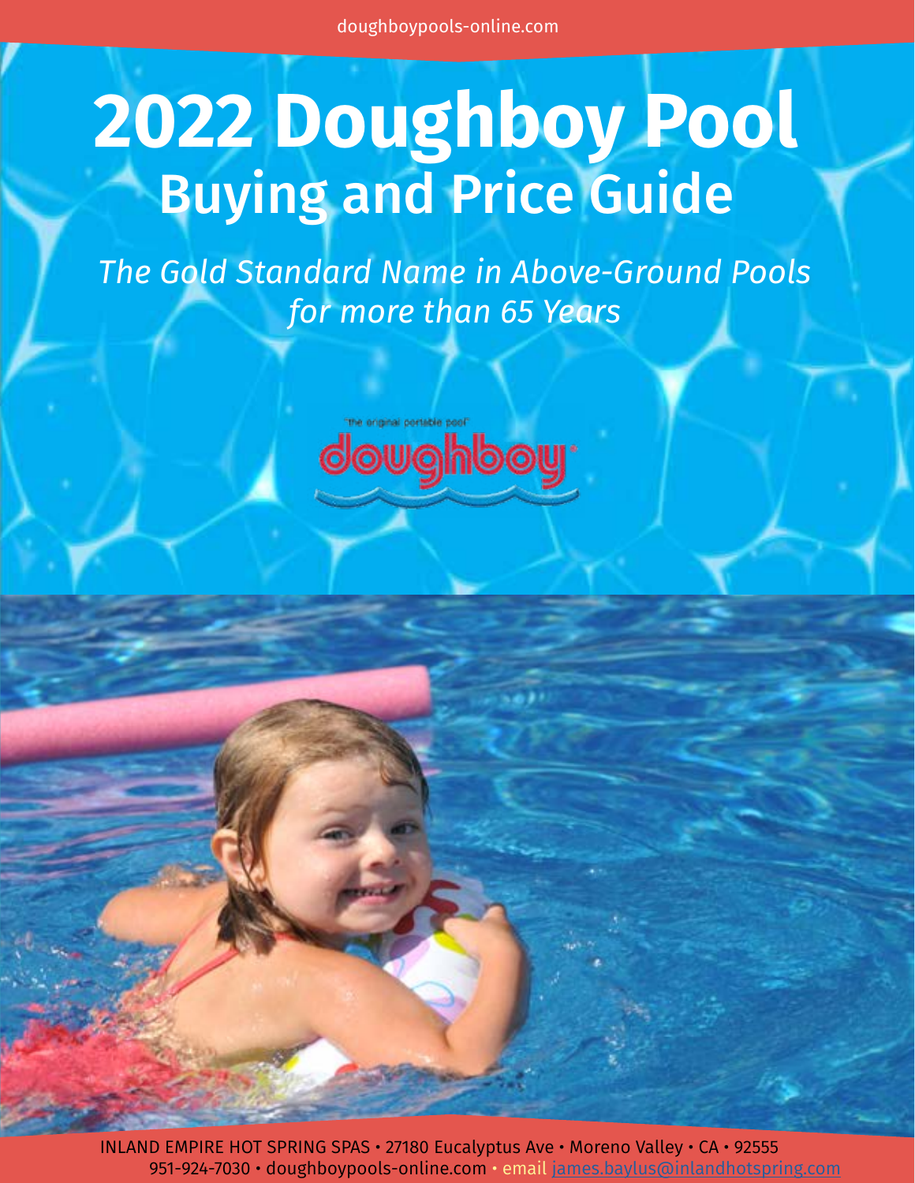doughboypools-online.com

# 2022 Doughboy Pool
## Buying and Price Guide

*The Gold Standard Name in Above-Ground Pools for more than 65 Years*

"the original portable pool"
doughboy

INLAND EMPIRE HOT SPRING SPAS • 27180 Eucalyptus Ave • Moreno Valley • CA • 92555
951-924-7030 • doughboypools-online.com • email james.baylus@inlandhotspring.com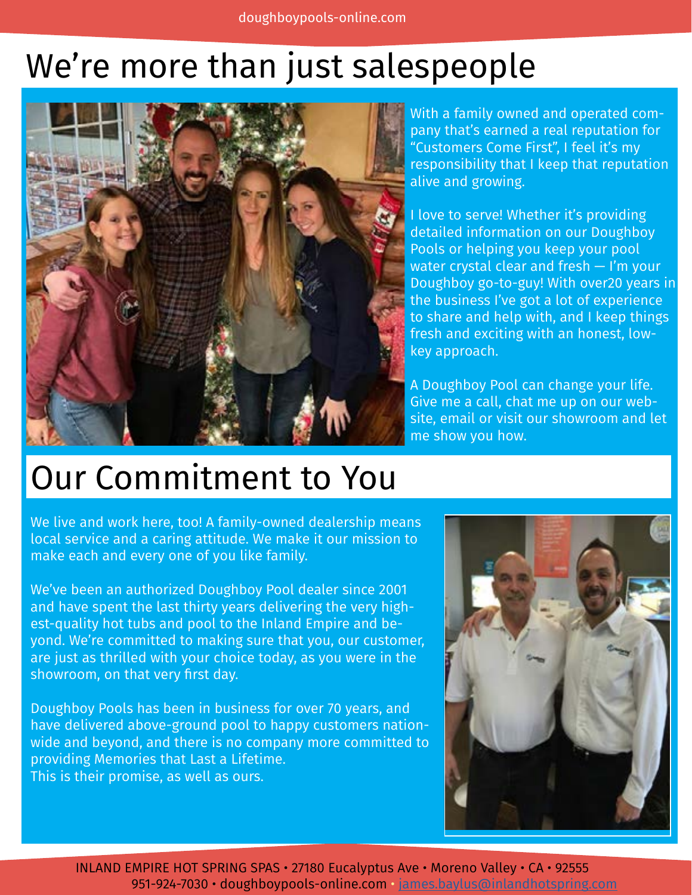# We're more than just salespeople

With a family owned and operated company that's earned a real reputation for "Customers Come First", I feel it's my responsibility that I keep that reputation alive and growing.

I love to serve! Whether it's providing detailed information on our Doughboy Pools or helping you keep your pool water crystal clear and fresh — I'm your Doughboy go-to-guy! With over20 years in the business I've got a lot of experience to share and help with, and I keep things fresh and exciting with an honest, low-key approach.

A Doughboy Pool can change your life. Give me a call, chat me up on our website, email or visit our showroom and let me show you how.

# Our Commitment to You

We live and work here, too! A family-owned dealership means local service and a caring attitude. We make it our mission to make each and every one of you like family.

We've been an authorized Doughboy Pool dealer since 2001 and have spent the last thirty years delivering the very highest-quality hot tubs and pool to the Inland Empire and beyond. We're committed to making sure that you, our customer, are just as thrilled with your choice today, as you were in the showroom, on that very first day.

Doughboy Pools has been in business for over 70 years, and have delivered above-ground pool to happy customers nationwide and beyond, and there is no company more committed to providing Memories that Last a Lifetime.
This is their promise, as well as ours.

INLAND EMPIRE HOT SPRING SPAS • 27180 Eucalyptus Ave • Moreno Valley • CA • 92555
951-924-7030 • doughboypools-online.com • james.baylus@inlandhotspring.com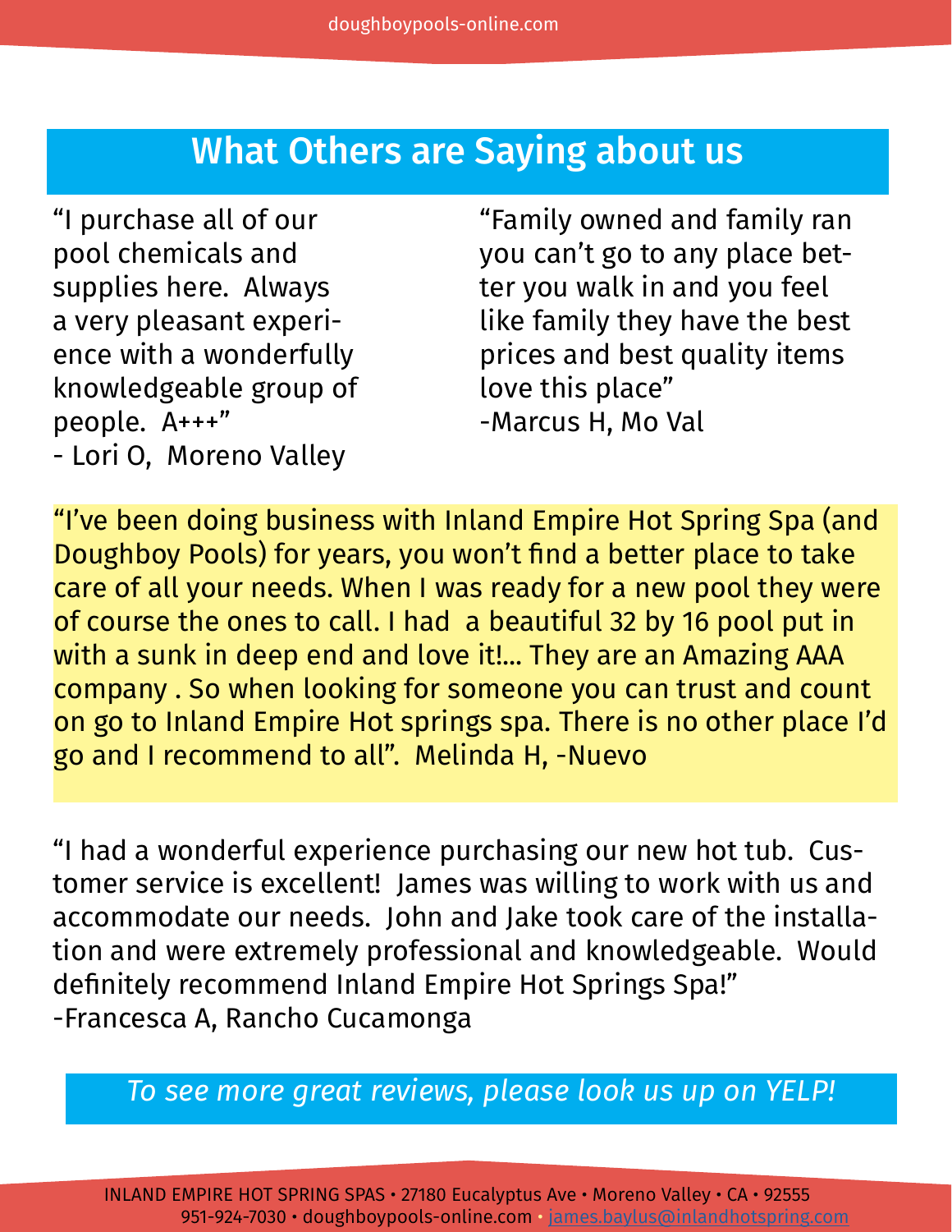## What Others are Saying about us

"I purchase all of our pool chemicals and supplies here. Always a very pleasant experience with a wonderfully knowledgeable group of people. A+++"
- Lori O, Moreno Valley

"Family owned and family ran you can't go to any place better you walk in and you feel like family they have the best prices and best quality items love this place"
-Marcus H, Mo Val

"I've been doing business with Inland Empire Hot Spring Spa (and Doughboy Pools) for years, you won't find a better place to take care of all your needs. When I was ready for a new pool they were of course the ones to call. I had a beautiful 32 by 16 pool put in with a sunk in deep end and love it!... They are an Amazing AAA company . So when looking for someone you can trust and count on go to Inland Empire Hot springs spa. There is no other place I'd go and I recommend to all". Melinda H, -Nuevo

"I had a wonderful experience purchasing our new hot tub. Customer service is excellent! James was willing to work with us and accommodate our needs. John and Jake took care of the installation and were extremely professional and knowledgeable. Would definitely recommend Inland Empire Hot Springs Spa!"
-Francesca A, Rancho Cucamonga

*To see more great reviews, please look us up on YELP!*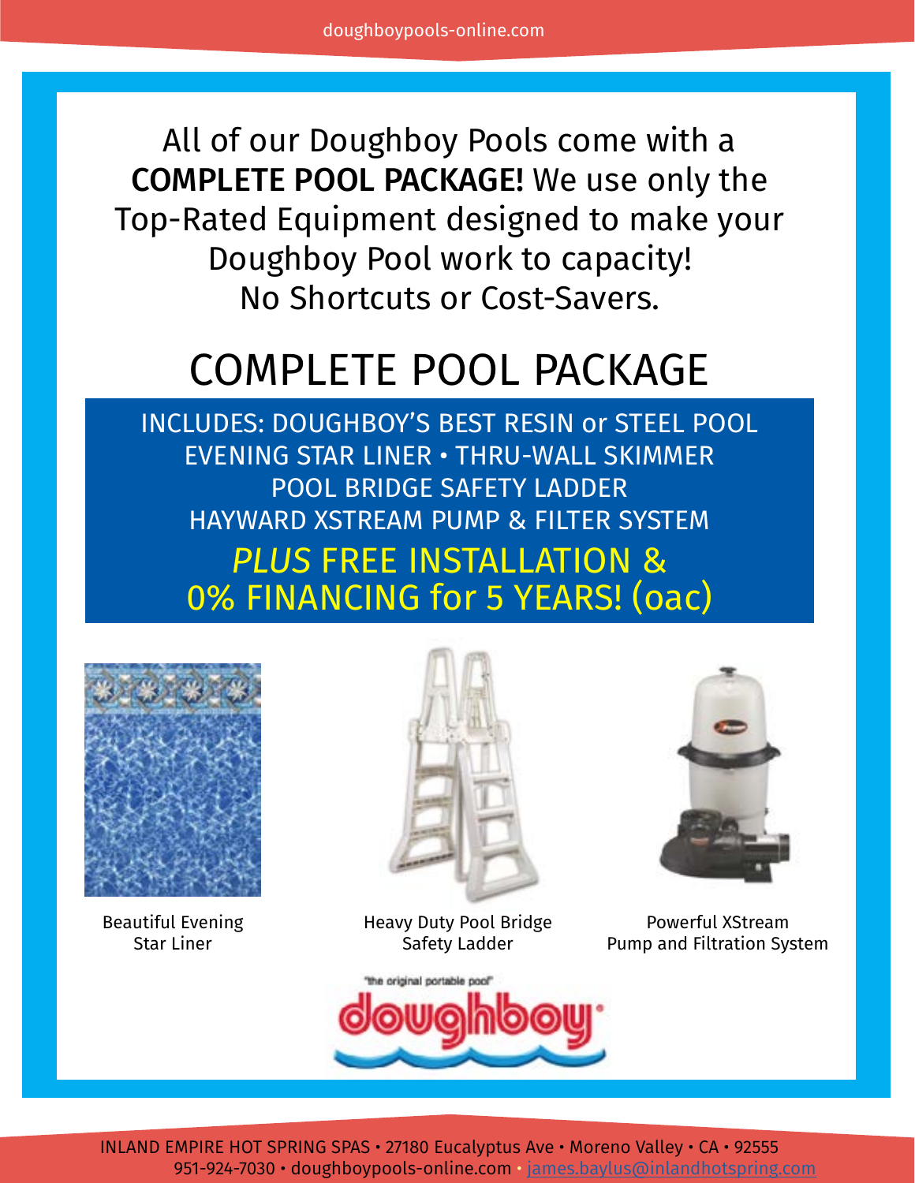All of our Doughboy Pools come with a **COMPLETE POOL PACKAGE!** We use only the Top-Rated Equipment designed to make your Doughboy Pool work to capacity! No Shortcuts or Cost-Savers.

# COMPLETE POOL PACKAGE

INCLUDES: DOUGHBOY'S BEST RESIN or STEEL POOL
EVENING STAR LINER • THRU-WALL SKIMMER
POOL BRIDGE SAFETY LADDER
HAYWARD XSTREAM PUMP & FILTER SYSTEM

*PLUS* FREE INSTALLATION &
0% FINANCING for 5 YEARS! (oac)

Beautiful Evening Star Liner

Heavy Duty Pool Bridge Safety Ladder

Powerful XStream Pump and Filtration System

"the original portable pool"

doughboy

INLAND EMPIRE HOT SPRING SPAS • 27180 Eucalyptus Ave • Moreno Valley • CA • 92555
951-924-7030 • doughboypools-online.com • james.baylus@inlandhotspring.com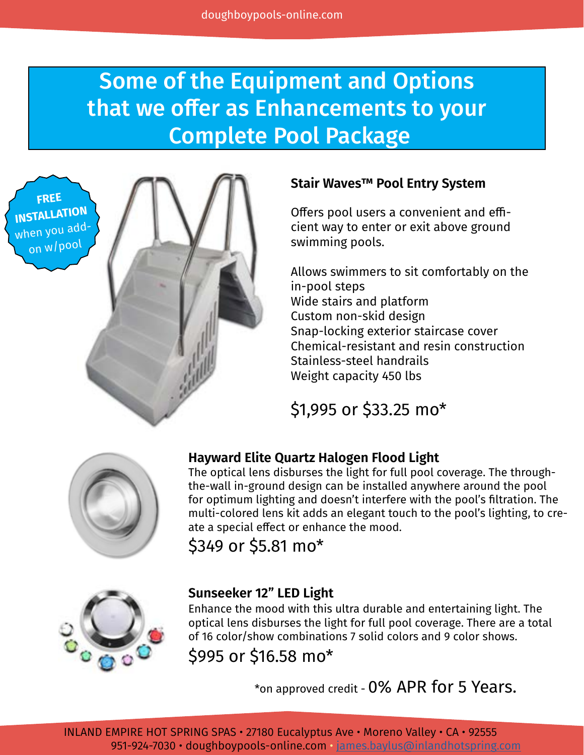# Some of the Equipment and Options that we offer as Enhancements to your Complete Pool Package

**FREE INSTALLATION** when you add-on w/pool

### Stair Waves™ Pool Entry System

Offers pool users a convenient and efficient way to enter or exit above ground swimming pools.

Allows swimmers to sit comfortably on the in-pool steps
Wide stairs and platform
Custom non-skid design
Snap-locking exterior staircase cover
Chemical-resistant and resin construction
Stainless-steel handrails
Weight capacity 450 lbs

$1,995 or $33.25 mo*

### Hayward Elite Quartz Halogen Flood Light

The optical lens disburses the light for full pool coverage. The through-the-wall in-ground design can be installed anywhere around the pool for optimum lighting and doesn't interfere with the pool's filtration. The multi-colored lens kit adds an elegant touch to the pool's lighting, to create a special effect or enhance the mood.

$349 or $5.81 mo*

### Sunseeker 12" LED Light

Enhance the mood with this ultra durable and entertaining light. The optical lens disburses the light for full pool coverage. There are a total of 16 color/show combinations 7 solid colors and 9 color shows.

$995 or $16.58 mo*

*on approved credit - 0% APR for 5 Years.

INLAND EMPIRE HOT SPRING SPAS • 27180 Eucalyptus Ave • Moreno Valley • CA • 92555
951-924-7030 • doughboypools-online.com • james.baylus@inlandhotspring.com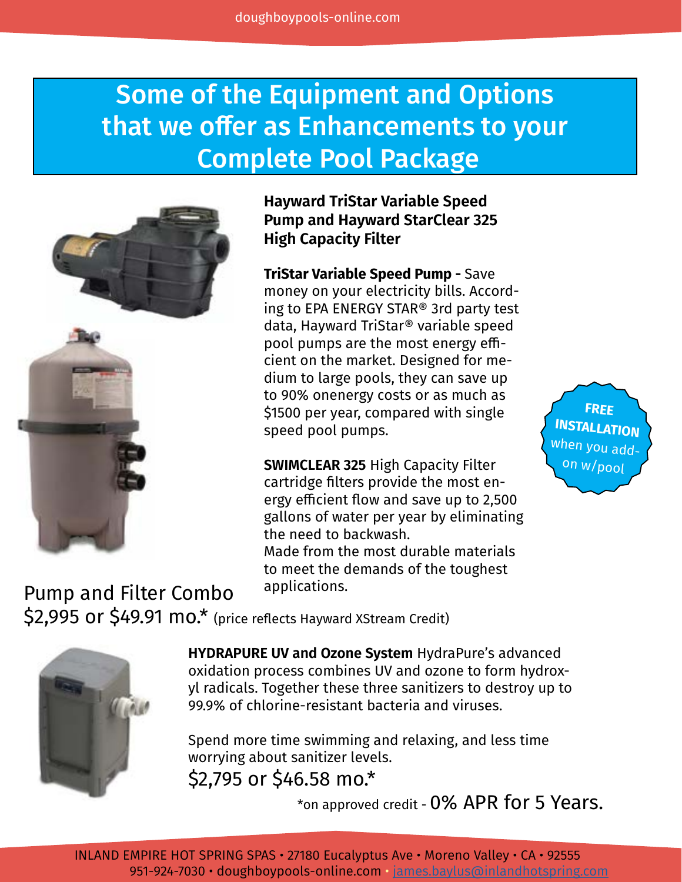# Some of the Equipment and Options that we offer as Enhancements to your Complete Pool Package

**Hayward TriStar Variable Speed Pump and Hayward StarClear 325 High Capacity Filter**

**TriStar Variable Speed Pump -** Save money on your electricity bills. According to EPA ENERGY STAR® 3rd party test data, Hayward TriStar® variable speed pool pumps are the most energy efficient on the market. Designed for medium to large pools, they can save up to 90% onenergy costs or as much as $1500 per year, compared with single speed pool pumps.

**SWIMCLEAR 325** High Capacity Filter cartridge filters provide the most energy efficient flow and save up to 2,500 gallons of water per year by eliminating the need to backwash.
Made from the most durable materials to meet the demands of the toughest applications.

**FREE INSTALLATION** when you add-on w/pool

Pump and Filter Combo
$2,995 or $49.91 mo.* (price reflects Hayward XStream Credit)

**HYDRAPURE UV and Ozone System** HydraPure's advanced oxidation process combines UV and ozone to form hydroxyl radicals. Together these three sanitizers to destroy up to 99.9% of chlorine-resistant bacteria and viruses.

Spend more time swimming and relaxing, and less time worrying about sanitizer levels.
$2,795 or $46.58 mo.*

*on approved credit - 0% APR for 5 Years.

INLAND EMPIRE HOT SPRING SPAS • 27180 Eucalyptus Ave • Moreno Valley • CA • 92555
951-924-7030 • doughboypools-online.com • james.baylus@inlandhotspring.com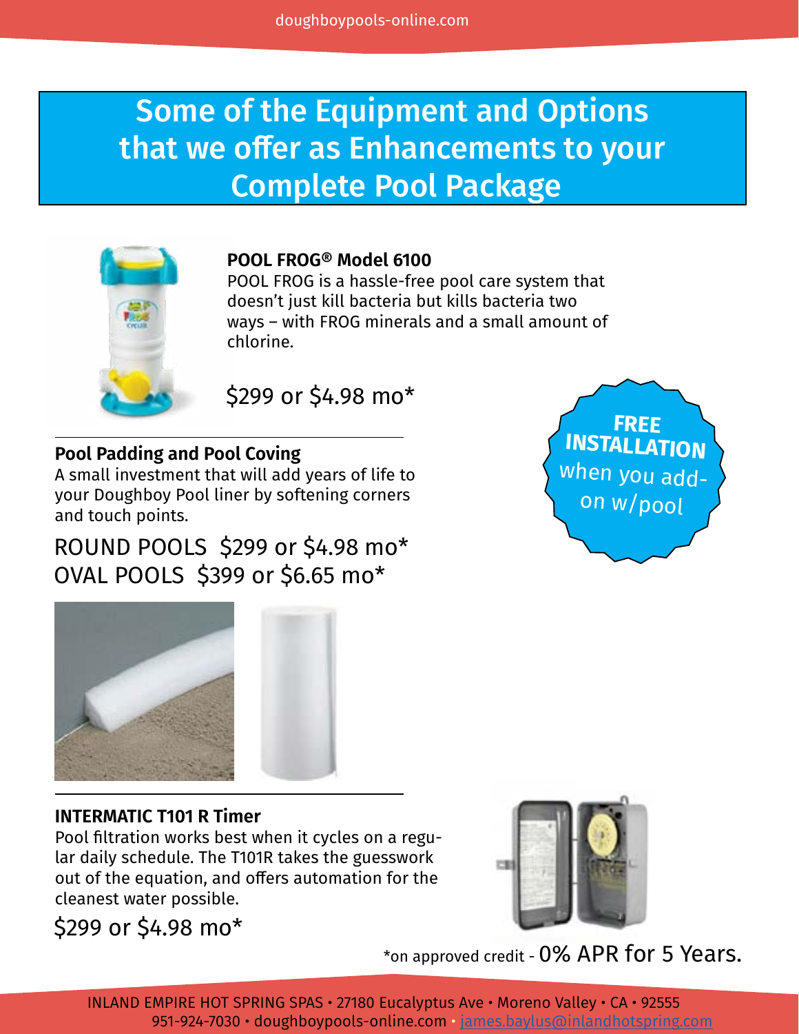# Some of the Equipment and Options that we offer as Enhancements to your Complete Pool Package

**POOL FROG® Model 6100**

POOL FROG is a hassle-free pool care system that doesn't just kill bacteria but kills bacteria two ways – with FROG minerals and a small amount of chlorine.

$299 or $4.98 mo*

**FREE INSTALLATION** when you add-on w/pool

---

**Pool Padding and Pool Coving**

A small investment that will add years of life to your Doughboy Pool liner by softening corners and touch points.

ROUND POOLS $299 or $4.98 mo*
OVAL POOLS $399 or $6.65 mo*

---

**INTERMATIC T101 R Timer**

Pool filtration works best when it cycles on a regular daily schedule. The T101R takes the guesswork out of the equation, and offers automation for the cleanest water possible.

$299 or $4.98 mo*

*on approved credit - 0% APR for 5 Years.

INLAND EMPIRE HOT SPRING SPAS • 27180 Eucalyptus Ave • Moreno Valley • CA • 92555
951-924-7030 • doughboypools-online.com • james.baylus@inlandhotspring.com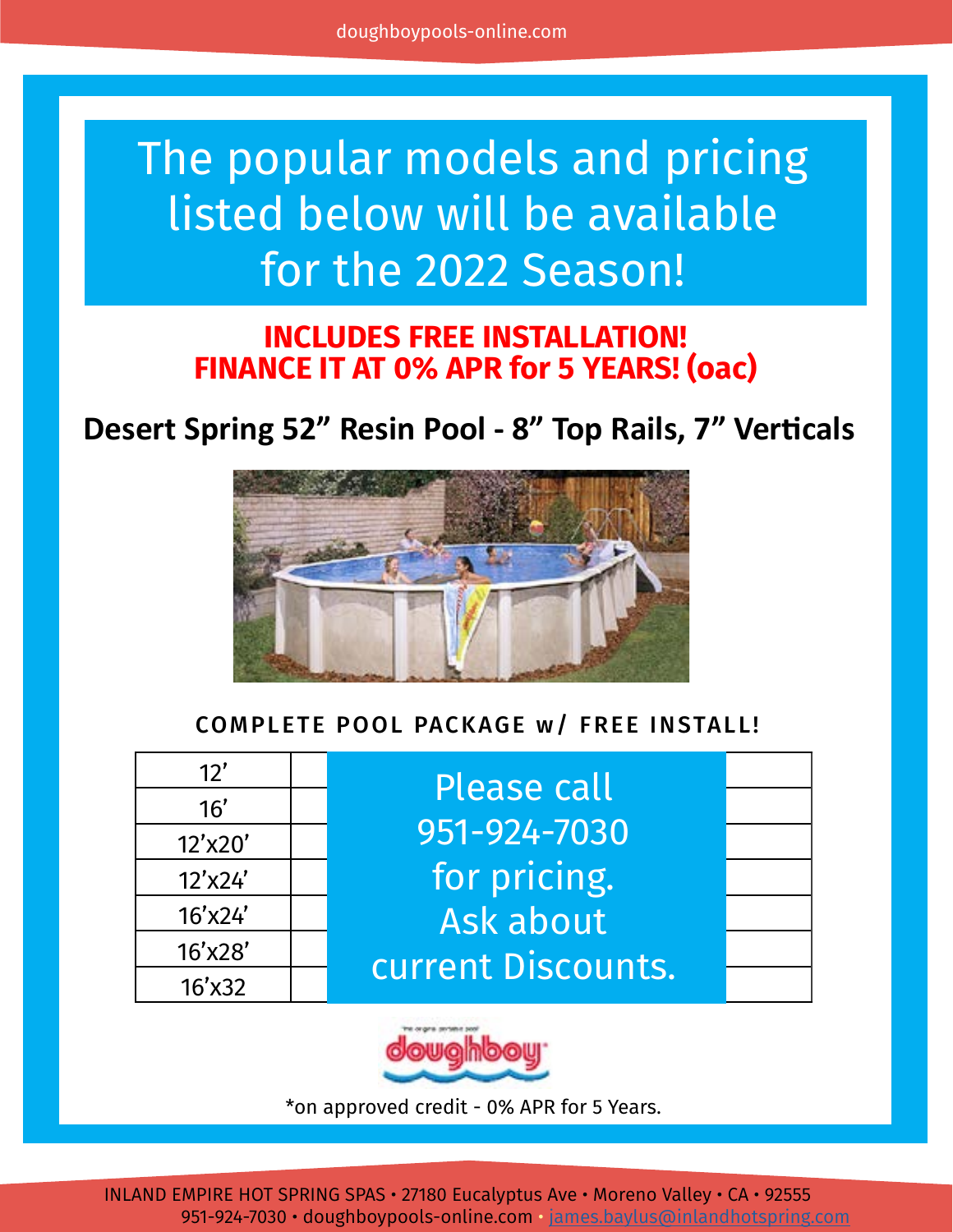# The popular models and pricing listed below will be available for the 2022 Season!

**INCLUDES FREE INSTALLATION!**
**FINANCE IT AT 0% APR for 5 YEARS! (oac)**

## Desert Spring 52” Resin Pool - 8” Top Rails, 7” Verticals

### COMPLETE POOL PACKAGE w/ FREE INSTALL!

| Size | |
|---|---|
| 12’ | Please call 951-924-7030 for pricing. Ask about current Discounts. |
| 16’ | |
| 12’x20’ | |
| 12’x24’ | |
| 16’x24’ | |
| 16’x28’ | |
| 16’x32 | |

*on approved credit - 0% APR for 5 Years.

INLAND EMPIRE HOT SPRING SPAS • 27180 Eucalyptus Ave • Moreno Valley • CA • 92555
951-924-7030 • doughboypools-online.com • james.baylus@inlandhotspring.com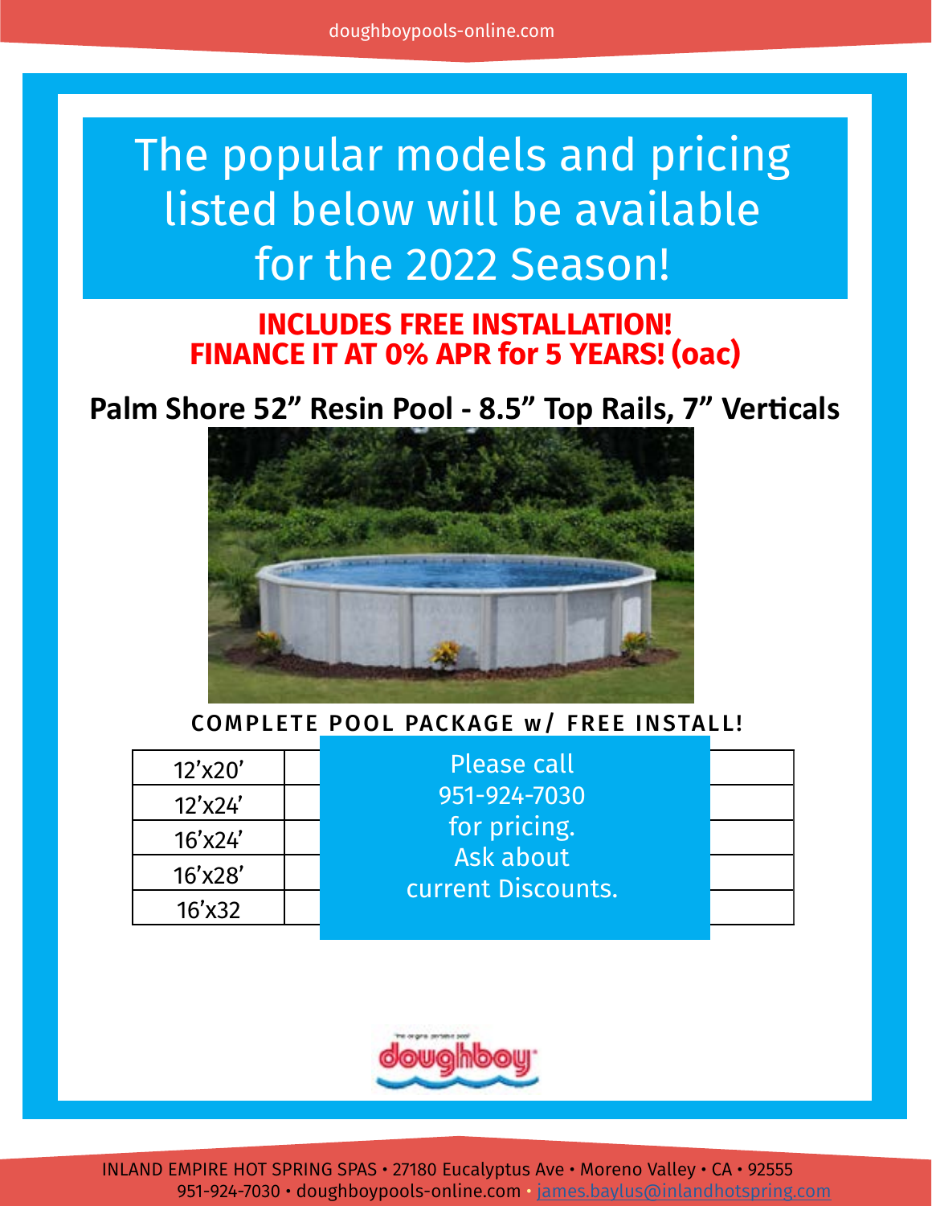# The popular models and pricing listed below will be available for the 2022 Season!

**INCLUDES FREE INSTALLATION!**
**FINANCE IT AT 0% APR for 5 YEARS! (oac)**

## Palm Shore 52" Resin Pool - 8.5" Top Rails, 7" Verticals

COMPLETE POOL PACKAGE w/ FREE INSTALL!

| | |
|---|---|
| 12'x20' | |
| 12'x24' | |
| 16'x24' | |
| 16'x28' | |
| 16'x32 | |

Please call 951-924-7030 for pricing. Ask about current Discounts.

doughboy

INLAND EMPIRE HOT SPRING SPAS • 27180 Eucalyptus Ave • Moreno Valley • CA • 92555
951-924-7030 • doughboypools-online.com • james.baylus@inlandhotspring.com